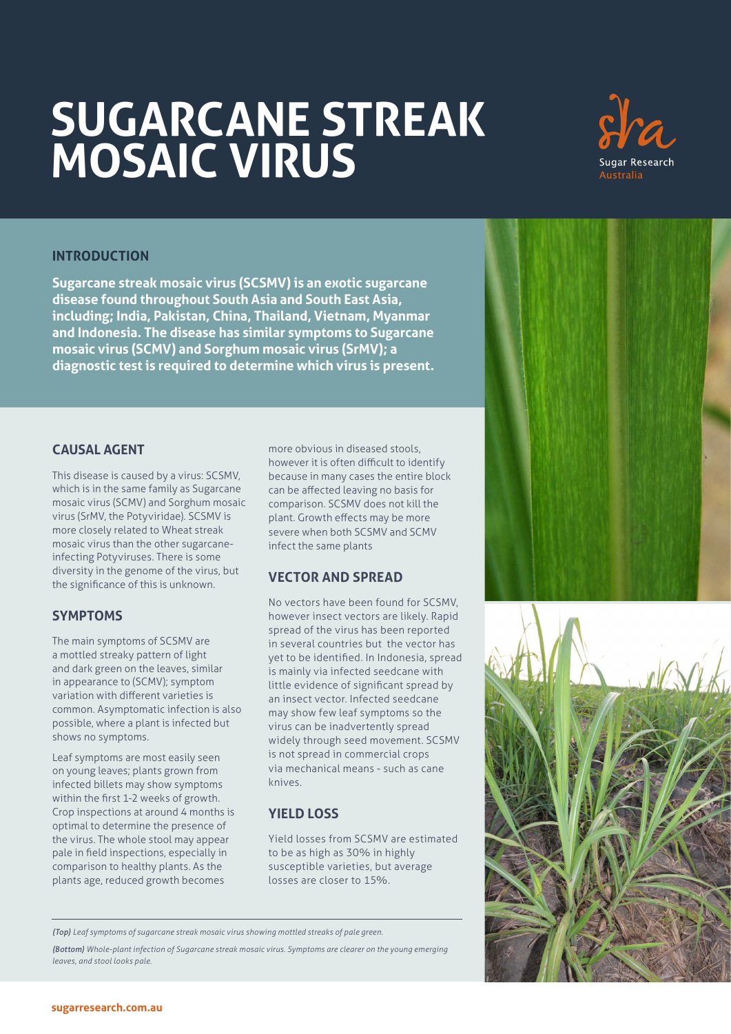# SUGARCANE STREAK MOSAIC VIRUS

Sugar Research Australia

## INTRODUCTION

**Sugarcane streak mosaic virus (SCSMV) is an exotic sugarcane disease found throughout South Asia and South East Asia, including; India, Pakistan, China, Thailand, Vietnam, Myanmar and Indonesia. The disease has similar symptoms to Sugarcane mosaic virus (SCMV) and Sorghum mosaic virus (SrMV); a diagnostic test is required to determine which virus is present.**

## CAUSAL AGENT

This disease is caused by a virus: SCSMV, which is in the same family as Sugarcane mosaic virus (SCMV) and Sorghum mosaic virus (SrMV, the Potyviridae). SCSMV is more closely related to Wheat streak mosaic virus than the other sugarcane-infecting Potyviruses. There is some diversity in the genome of the virus, but the significance of this is unknown.

## SYMPTOMS

The main symptoms of SCSMV are a mottled streaky pattern of light and dark green on the leaves, similar in appearance to (SCMV); symptom variation with different varieties is common. Asymptomatic infection is also possible, where a plant is infected but shows no symptoms.

Leaf symptoms are most easily seen on young leaves; plants grown from infected billets may show symptoms within the first 1-2 weeks of growth. Crop inspections at around 4 months is optimal to determine the presence of the virus. The whole stool may appear pale in field inspections, especially in comparison to healthy plants. As the plants age, reduced growth becomes more obvious in diseased stools, however it is often difficult to identify because in many cases the entire block can be affected leaving no basis for comparison. SCSMV does not kill the plant. Growth effects may be more severe when both SCSMV and SCMV infect the same plants

## VECTOR AND SPREAD

No vectors have been found for SCSMV, however insect vectors are likely. Rapid spread of the virus has been reported in several countries but the vector has yet to be identified. In Indonesia, spread is mainly via infected seedcane with little evidence of significant spread by an insect vector. Infected seedcane may show few leaf symptoms so the virus can be inadvertently spread widely through seed movement. SCSMV is not spread in commercial crops via mechanical means - such as cane knives.

## YIELD LOSS

Yield losses from SCSMV are estimated to be as high as 30% in highly susceptible varieties, but average losses are closer to 15%.

*(Top) Leaf symptoms of sugarcane streak mosaic virus showing mottled streaks of pale green.*

*(Bottom) Whole-plant infection of Sugarcane streak mosaic virus. Symptoms are clearer on the young emerging leaves, and stool looks pale.*

sugarresearch.com.au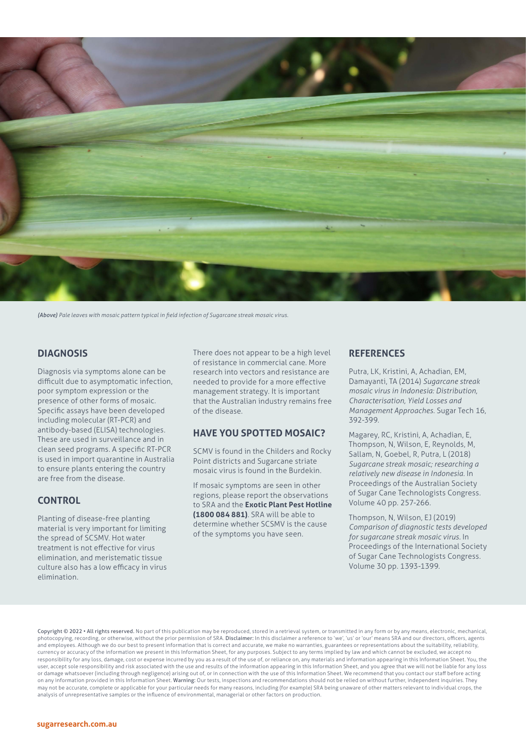*(Above) Pale leaves with mosaic pattern typical in field infection of Sugarcane streak mosaic virus.*

## DIAGNOSIS

Diagnosis via symptoms alone can be difficult due to asymptomatic infection, poor symptom expression or the presence of other forms of mosaic. Specific assays have been developed including molecular (RT-PCR) and antibody-based (ELISA) technologies. These are used in surveillance and in clean seed programs. A specific RT-PCR is used in import quarantine in Australia to ensure plants entering the country are free from the disease.

## CONTROL

Planting of disease-free planting material is very important for limiting the spread of SCSMV. Hot water treatment is not effective for virus elimination, and meristematic tissue culture also has a low efficacy in virus elimination.

There does not appear to be a high level of resistance in commercial cane. More research into vectors and resistance are needed to provide for a more effective management strategy. It is important that the Australian industry remains free of the disease.

## HAVE YOU SPOTTED MOSAIC?

SCMV is found in the Childers and Rocky Point districts and Sugarcane striate mosaic virus is found in the Burdekin.

If mosaic symptoms are seen in other regions, please report the observations to SRA and the **Exotic Plant Pest Hotline (1800 084 881)**. SRA will be able to determine whether SCSMV is the cause of the symptoms you have seen.

## REFERENCES

Putra, LK, Kristini, A, Achadian, EM, Damayanti, TA (2014) *Sugarcane streak mosaic virus in Indonesia: Distribution, Characterisation, Yield Losses and Management Approaches.* Sugar Tech 16, 392-399.

Magarey, RC, Kristini, A, Achadian, E, Thompson, N, Wilson, E, Reynolds, M, Sallam, N, Goebel, R, Putra, L (2018) *Sugarcane streak mosaic; researching a relatively new disease in Indonesia.* In Proceedings of the Australian Society of Sugar Cane Technologists Congress. Volume 40 pp. 257-266.

Thompson, N, Wilson, EJ (2019) *Comparison of diagnostic tests developed for sugarcane streak mosaic virus.* In Proceedings of the International Society of Sugar Cane Technologists Congress. Volume 30 pp. 1393-1399.

**Copyright © 2022 • All rights reserved.** No part of this publication may be reproduced, stored in a retrieval system, or transmitted in any form or by any means, electronic, mechanical, photocopying, recording, or otherwise, without the prior permission of SRA. **Disclaimer:** In this disclaimer a reference to 'we', 'us' or 'our' means SRA and our directors, officers, agents and employees. Although we do our best to present information that is correct and accurate, we make no warranties, guarantees or representations about the suitability, reliability, currency or accuracy of the information we present in this Information Sheet, for any purposes. Subject to any terms implied by law and which cannot be excluded, we accept no responsibility for any loss, damage, cost or expense incurred by you as a result of the use of, or reliance on, any materials and information appearing in this Information Sheet. You, the user, accept sole responsibility and risk associated with the use and results of the information appearing in this Information Sheet, and you agree that we will not be liable for any loss or damage whatsoever (including through negligence) arising out of, or in connection with the use of this Information Sheet. We recommend that you contact our staff before acting on any information provided in this Information Sheet. **Warning:** Our tests, inspections and recommendations should not be relied on without further, independent inquiries. They may not be accurate, complete or applicable for your particular needs for many reasons, including (for example) SRA being unaware of other matters relevant to individual crops, the analysis of unrepresentative samples or the influence of environmental, managerial or other factors on production.

**sugarresearch.com.au**